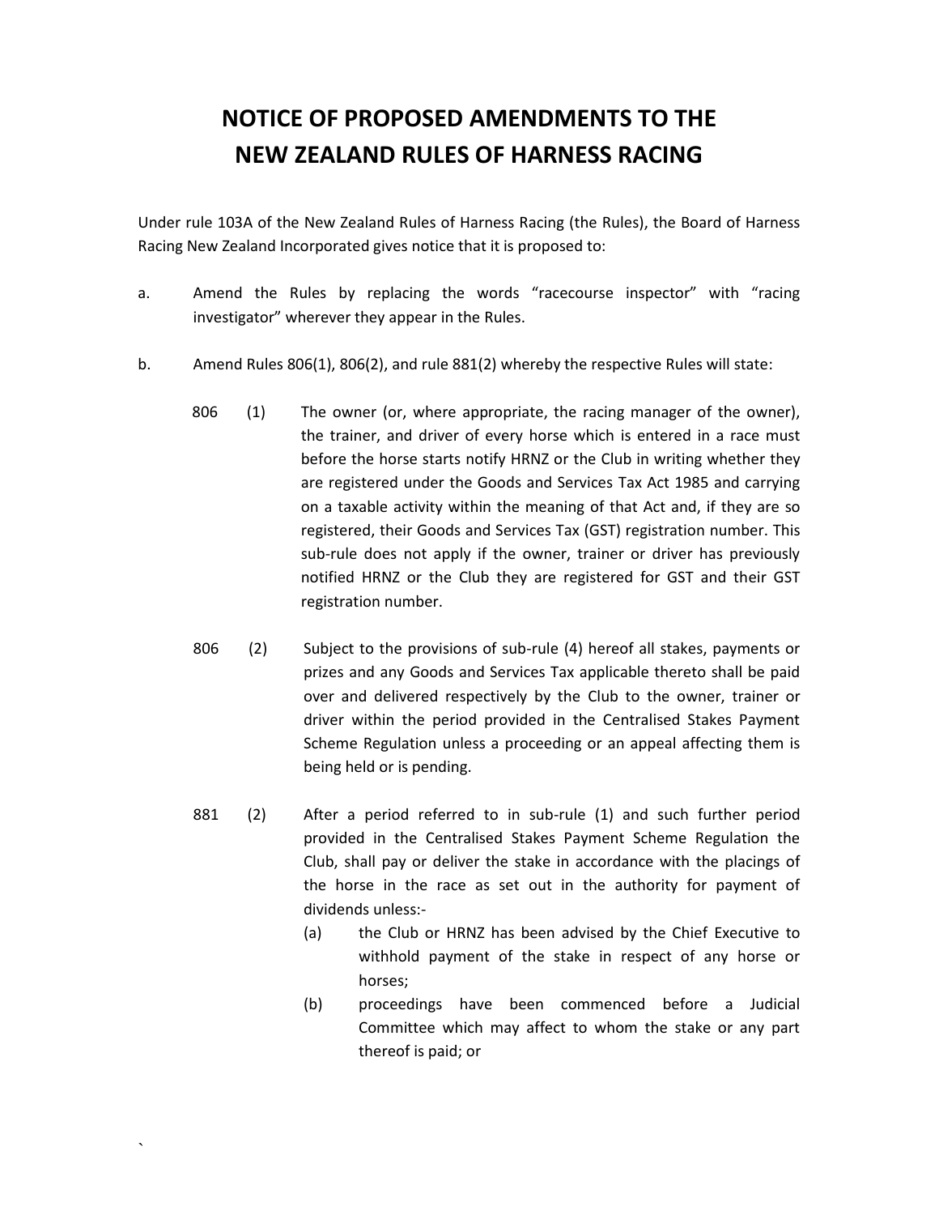# NOTICE OF PROPOSED AMENDMENTS TO THE NEW ZEALAND RULES OF HARNESS RACING

Under rule 103A of the New Zealand Rules of Harness Racing (the Rules), the Board of Harness Racing New Zealand Incorporated gives notice that it is proposed to:

a. Amend the Rules by replacing the words "racecourse inspector" with "racing investigator" wherever they appear in the Rules.

b. Amend Rules 806(1), 806(2), and rule 881(2) whereby the respective Rules will state:

806 (1) The owner (or, where appropriate, the racing manager of the owner), the trainer, and driver of every horse which is entered in a race must before the horse starts notify HRNZ or the Club in writing whether they are registered under the Goods and Services Tax Act 1985 and carrying on a taxable activity within the meaning of that Act and, if they are so registered, their Goods and Services Tax (GST) registration number. This sub-rule does not apply if the owner, trainer or driver has previously notified HRNZ or the Club they are registered for GST and their GST registration number.

806 (2) Subject to the provisions of sub-rule (4) hereof all stakes, payments or prizes and any Goods and Services Tax applicable thereto shall be paid over and delivered respectively by the Club to the owner, trainer or driver within the period provided in the Centralised Stakes Payment Scheme Regulation unless a proceeding or an appeal affecting them is being held or is pending.

881 (2) After a period referred to in sub-rule (1) and such further period provided in the Centralised Stakes Payment Scheme Regulation the Club, shall pay or deliver the stake in accordance with the placings of the horse in the race as set out in the authority for payment of dividends unless:-

(a) the Club or HRNZ has been advised by the Chief Executive to withhold payment of the stake in respect of any horse or horses;

(b) proceedings have been commenced before a Judicial Committee which may affect to whom the stake or any part thereof is paid; or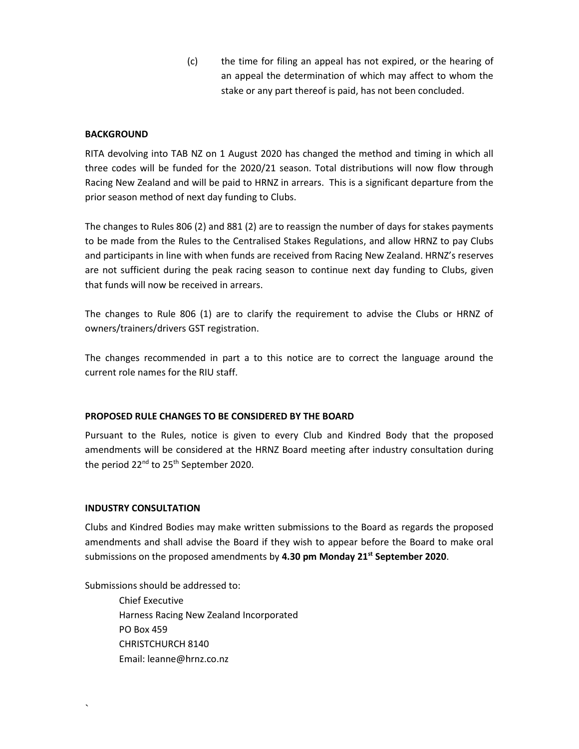(c) the time for filing an appeal has not expired, or the hearing of an appeal the determination of which may affect to whom the stake or any part thereof is paid, has not been concluded.

**BACKGROUND**

RITA devolving into TAB NZ on 1 August 2020 has changed the method and timing in which all three codes will be funded for the 2020/21 season. Total distributions will now flow through Racing New Zealand and will be paid to HRNZ in arrears. This is a significant departure from the prior season method of next day funding to Clubs.

The changes to Rules 806 (2) and 881 (2) are to reassign the number of days for stakes payments to be made from the Rules to the Centralised Stakes Regulations, and allow HRNZ to pay Clubs and participants in line with when funds are received from Racing New Zealand. HRNZ's reserves are not sufficient during the peak racing season to continue next day funding to Clubs, given that funds will now be received in arrears.

The changes to Rule 806 (1) are to clarify the requirement to advise the Clubs or HRNZ of owners/trainers/drivers GST registration.

The changes recommended in part a to this notice are to correct the language around the current role names for the RIU staff.

**PROPOSED RULE CHANGES TO BE CONSIDERED BY THE BOARD**

Pursuant to the Rules, notice is given to every Club and Kindred Body that the proposed amendments will be considered at the HRNZ Board meeting after industry consultation during the period 22nd to 25th September 2020.

**INDUSTRY CONSULTATION**

Clubs and Kindred Bodies may make written submissions to the Board as regards the proposed amendments and shall advise the Board if they wish to appear before the Board to make oral submissions on the proposed amendments by **4.30 pm Monday 21st September 2020**.

Submissions should be addressed to:

Chief Executive
Harness Racing New Zealand Incorporated
PO Box 459
CHRISTCHURCH 8140
Email: leanne@hrnz.co.nz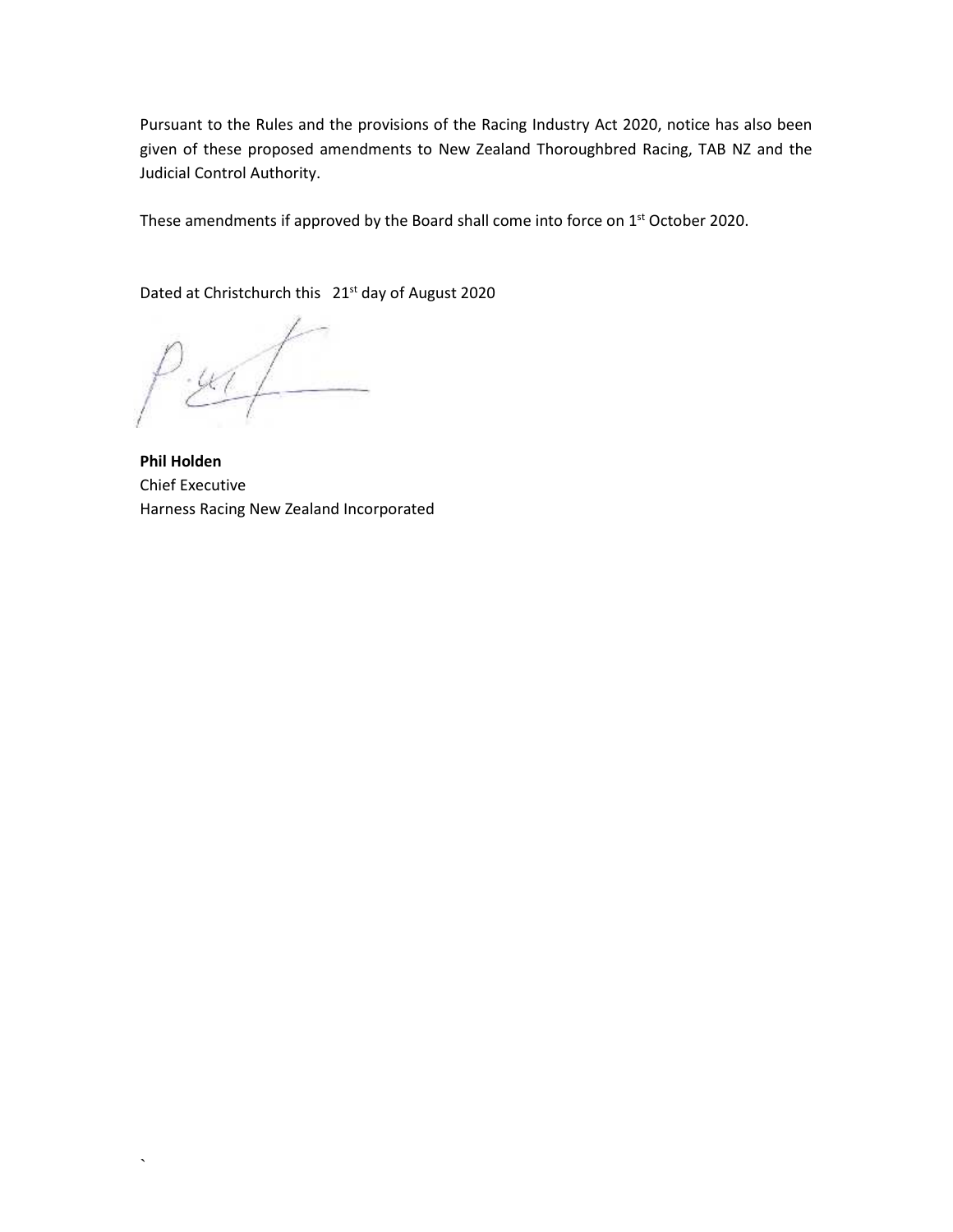Pursuant to the Rules and the provisions of the Racing Industry Act 2020, notice has also been given of these proposed amendments to New Zealand Thoroughbred Racing, TAB NZ and the Judicial Control Authority.

These amendments if approved by the Board shall come into force on 1st October 2020.

Dated at Christchurch this 21st day of August 2020

**Phil Holden**
Chief Executive
Harness Racing New Zealand Incorporated